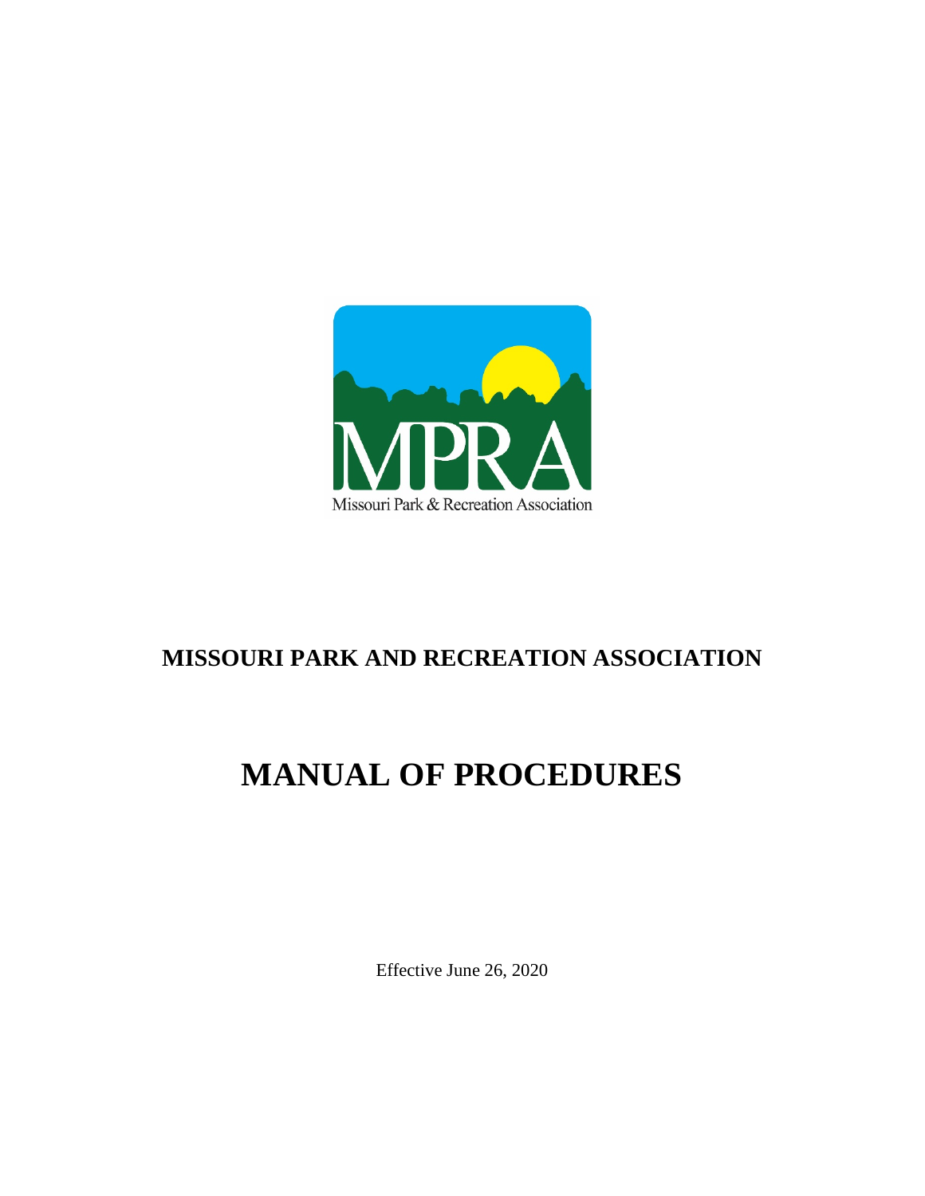MPRA

Missouri Park & Recreation Association

# MISSOURI PARK AND RECREATION ASSOCIATION

# MANUAL OF PROCEDURES

Effective June 26, 2020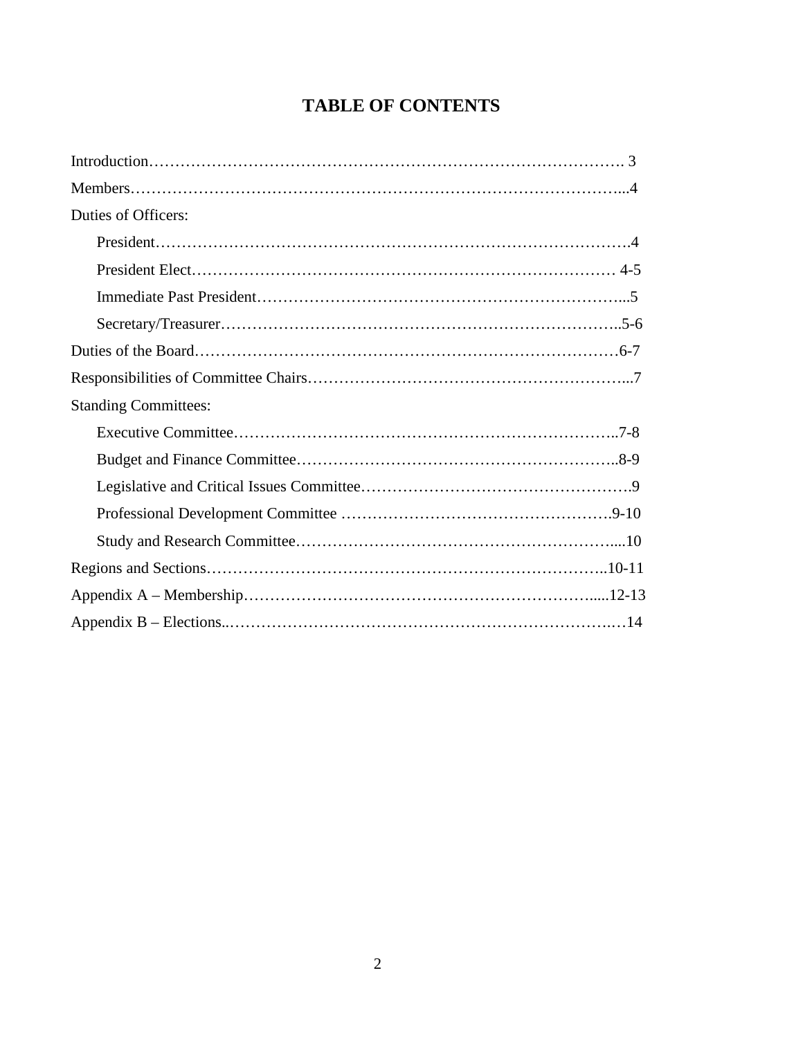# TABLE OF CONTENTS

Introduction………………………………………………………………………………. 3

Members…………………………………………………………………………………...4

Duties of Officers:

- President…………………………………………………………………………….4
- President Elect……………………………………………………………………… 4-5
- Immediate Past President…………………………………………………………...5
- Secretary/Treasurer………………………………………………………………..5-6

Duties of the Board………………………………………………………………………6-7

Responsibilities of Committee Chairs……………………………………………………...7

Standing Committees:

- Executive Committee………………………………………………………………..7-8
- Budget and Finance Committee……………………………………………………..8-9
- Legislative and Critical Issues Committee…………………………………………….9
- Professional Development Committee …………………………………………….9-10
- Study and Research Committee……………………………………………………....10

Regions and Sections…………………………………………………………………..10-11

Appendix A – Membership…………………………………………………………....12-13

Appendix B – Elections..……………………………………………………………….…14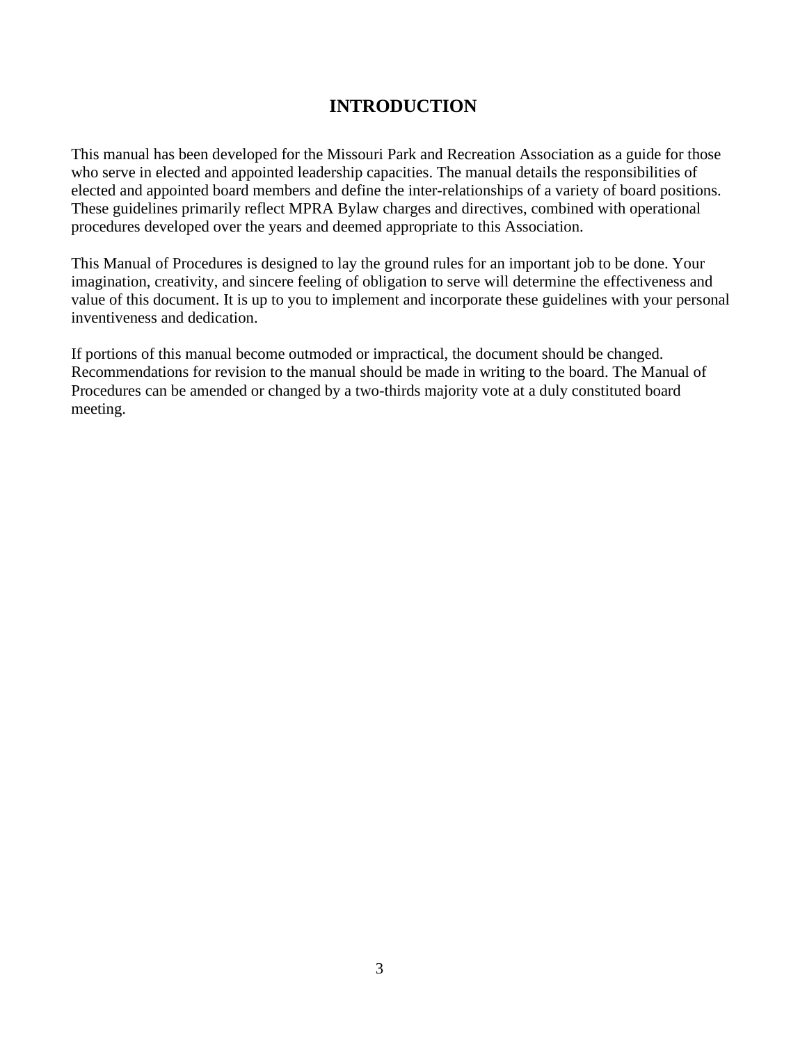# INTRODUCTION

This manual has been developed for the Missouri Park and Recreation Association as a guide for those who serve in elected and appointed leadership capacities. The manual details the responsibilities of elected and appointed board members and define the inter-relationships of a variety of board positions. These guidelines primarily reflect MPRA Bylaw charges and directives, combined with operational procedures developed over the years and deemed appropriate to this Association.

This Manual of Procedures is designed to lay the ground rules for an important job to be done. Your imagination, creativity, and sincere feeling of obligation to serve will determine the effectiveness and value of this document. It is up to you to implement and incorporate these guidelines with your personal inventiveness and dedication.

If portions of this manual become outmoded or impractical, the document should be changed. Recommendations for revision to the manual should be made in writing to the board. The Manual of Procedures can be amended or changed by a two-thirds majority vote at a duly constituted board meeting.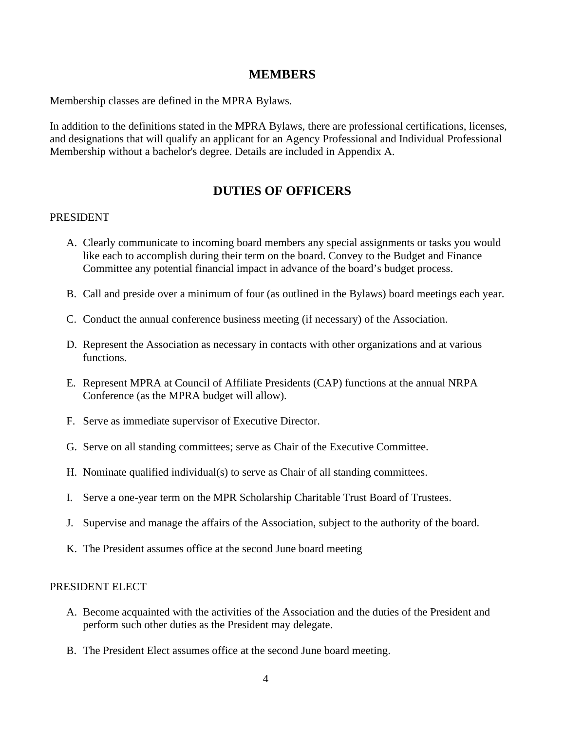## MEMBERS

Membership classes are defined in the MPRA Bylaws.

In addition to the definitions stated in the MPRA Bylaws, there are professional certifications, licenses, and designations that will qualify an applicant for an Agency Professional and Individual Professional Membership without a bachelor's degree. Details are included in Appendix A.

## DUTIES OF OFFICERS

PRESIDENT

A. Clearly communicate to incoming board members any special assignments or tasks you would like each to accomplish during their term on the board. Convey to the Budget and Finance Committee any potential financial impact in advance of the board's budget process.

B. Call and preside over a minimum of four (as outlined in the Bylaws) board meetings each year.

C. Conduct the annual conference business meeting (if necessary) of the Association.

D. Represent the Association as necessary in contacts with other organizations and at various functions.

E. Represent MPRA at Council of Affiliate Presidents (CAP) functions at the annual NRPA Conference (as the MPRA budget will allow).

F. Serve as immediate supervisor of Executive Director.

G. Serve on all standing committees; serve as Chair of the Executive Committee.

H. Nominate qualified individual(s) to serve as Chair of all standing committees.

I. Serve a one-year term on the MPR Scholarship Charitable Trust Board of Trustees.

J. Supervise and manage the affairs of the Association, subject to the authority of the board.

K. The President assumes office at the second June board meeting

PRESIDENT ELECT

A. Become acquainted with the activities of the Association and the duties of the President and perform such other duties as the President may delegate.

B. The President Elect assumes office at the second June board meeting.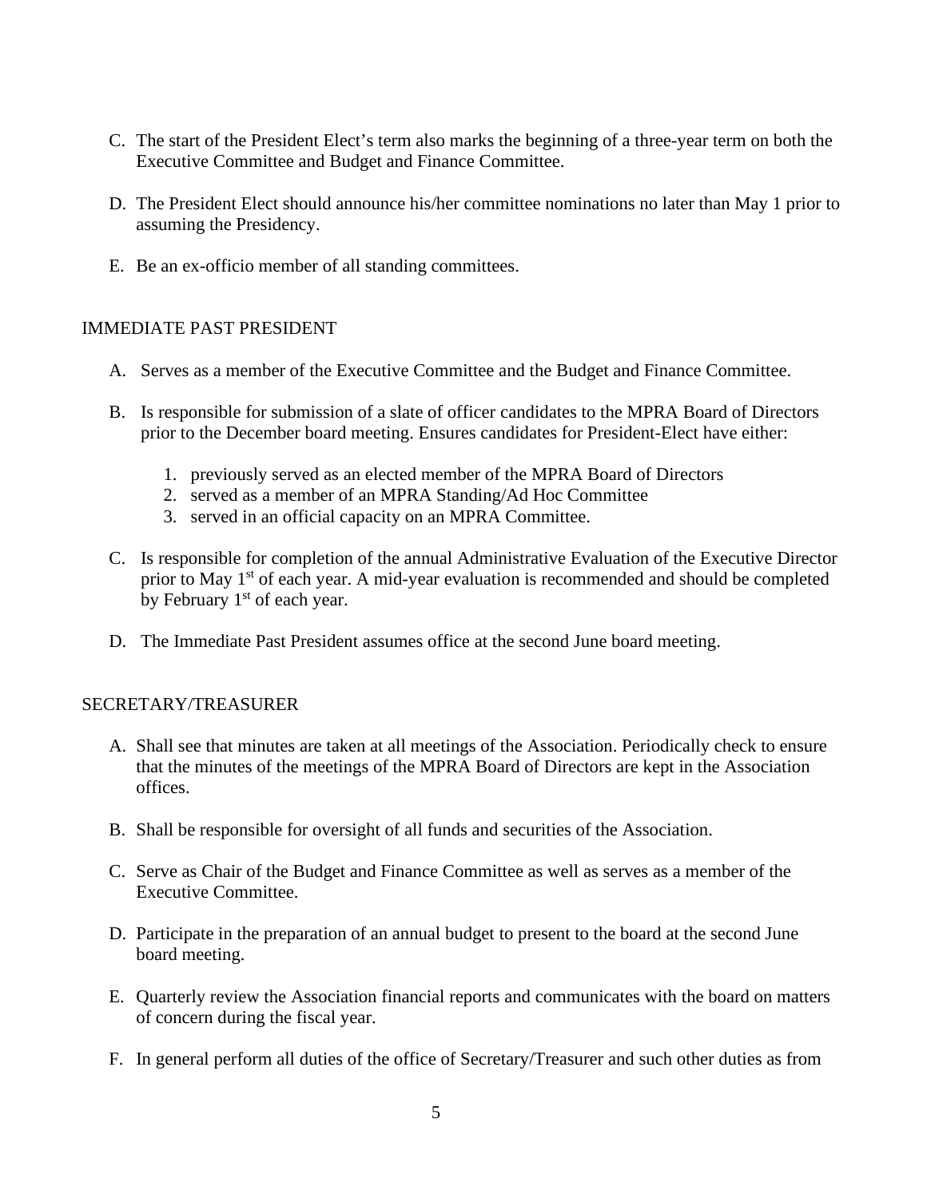C. The start of the President Elect's term also marks the beginning of a three-year term on both the Executive Committee and Budget and Finance Committee.

D. The President Elect should announce his/her committee nominations no later than May 1 prior to assuming the Presidency.

E. Be an ex-officio member of all standing committees.

## IMMEDIATE PAST PRESIDENT

A. Serves as a member of the Executive Committee and the Budget and Finance Committee.

B. Is responsible for submission of a slate of officer candidates to the MPRA Board of Directors prior to the December board meeting. Ensures candidates for President-Elect have either:

   1. previously served as an elected member of the MPRA Board of Directors
   2. served as a member of an MPRA Standing/Ad Hoc Committee
   3. served in an official capacity on an MPRA Committee.

C. Is responsible for completion of the annual Administrative Evaluation of the Executive Director prior to May 1st of each year. A mid-year evaluation is recommended and should be completed by February 1st of each year.

D. The Immediate Past President assumes office at the second June board meeting.

## SECRETARY/TREASURER

A. Shall see that minutes are taken at all meetings of the Association. Periodically check to ensure that the minutes of the meetings of the MPRA Board of Directors are kept in the Association offices.

B. Shall be responsible for oversight of all funds and securities of the Association.

C. Serve as Chair of the Budget and Finance Committee as well as serves as a member of the Executive Committee.

D. Participate in the preparation of an annual budget to present to the board at the second June board meeting.

E. Quarterly review the Association financial reports and communicates with the board on matters of concern during the fiscal year.

F. In general perform all duties of the office of Secretary/Treasurer and such other duties as from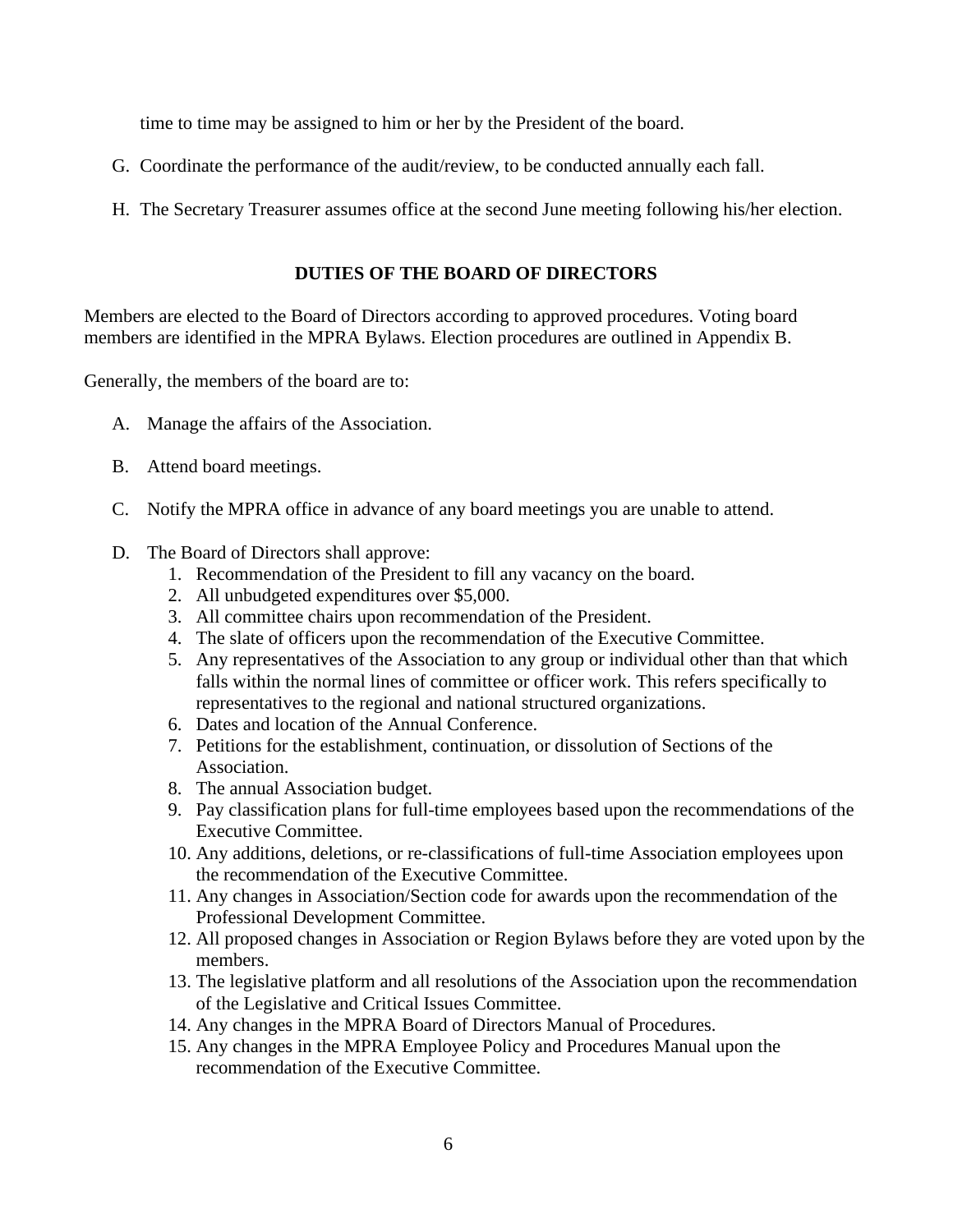time to time may be assigned to him or her by the President of the board.

G. Coordinate the performance of the audit/review, to be conducted annually each fall.

H. The Secretary Treasurer assumes office at the second June meeting following his/her election.

## DUTIES OF THE BOARD OF DIRECTORS

Members are elected to the Board of Directors according to approved procedures. Voting board members are identified in the MPRA Bylaws. Election procedures are outlined in Appendix B.

Generally, the members of the board are to:

A. Manage the affairs of the Association.

B. Attend board meetings.

C. Notify the MPRA office in advance of any board meetings you are unable to attend.

D. The Board of Directors shall approve:
   1. Recommendation of the President to fill any vacancy on the board.
   2. All unbudgeted expenditures over $5,000.
   3. All committee chairs upon recommendation of the President.
   4. The slate of officers upon the recommendation of the Executive Committee.
   5. Any representatives of the Association to any group or individual other than that which falls within the normal lines of committee or officer work. This refers specifically to representatives to the regional and national structured organizations.
   6. Dates and location of the Annual Conference.
   7. Petitions for the establishment, continuation, or dissolution of Sections of the Association.
   8. The annual Association budget.
   9. Pay classification plans for full-time employees based upon the recommendations of the Executive Committee.
   10. Any additions, deletions, or re-classifications of full-time Association employees upon the recommendation of the Executive Committee.
   11. Any changes in Association/Section code for awards upon the recommendation of the Professional Development Committee.
   12. All proposed changes in Association or Region Bylaws before they are voted upon by the members.
   13. The legislative platform and all resolutions of the Association upon the recommendation of the Legislative and Critical Issues Committee.
   14. Any changes in the MPRA Board of Directors Manual of Procedures.
   15. Any changes in the MPRA Employee Policy and Procedures Manual upon the recommendation of the Executive Committee.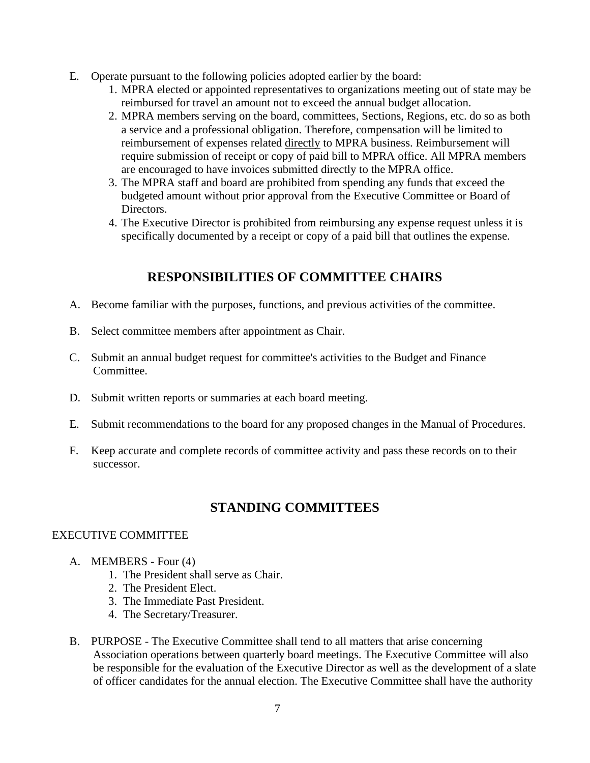E. Operate pursuant to the following policies adopted earlier by the board:
   1. MPRA elected or appointed representatives to organizations meeting out of state may be reimbursed for travel an amount not to exceed the annual budget allocation.
   2. MPRA members serving on the board, committees, Sections, Regions, etc. do so as both a service and a professional obligation. Therefore, compensation will be limited to reimbursement of expenses related <u>directly</u> to MPRA business. Reimbursement will require submission of receipt or copy of paid bill to MPRA office. All MPRA members are encouraged to have invoices submitted directly to the MPRA office.
   3. The MPRA staff and board are prohibited from spending any funds that exceed the budgeted amount without prior approval from the Executive Committee or Board of Directors.
   4. The Executive Director is prohibited from reimbursing any expense request unless it is specifically documented by a receipt or copy of a paid bill that outlines the expense.

## RESPONSIBILITIES OF COMMITTEE CHAIRS

A. Become familiar with the purposes, functions, and previous activities of the committee.

B. Select committee members after appointment as Chair.

C. Submit an annual budget request for committee's activities to the Budget and Finance Committee.

D. Submit written reports or summaries at each board meeting.

E. Submit recommendations to the board for any proposed changes in the Manual of Procedures.

F. Keep accurate and complete records of committee activity and pass these records on to their successor.

## STANDING COMMITTEES

EXECUTIVE COMMITTEE

A. MEMBERS - Four (4)
   1. The President shall serve as Chair.
   2. The President Elect.
   3. The Immediate Past President.
   4. The Secretary/Treasurer.

B. PURPOSE - The Executive Committee shall tend to all matters that arise concerning Association operations between quarterly board meetings. The Executive Committee will also be responsible for the evaluation of the Executive Director as well as the development of a slate of officer candidates for the annual election. The Executive Committee shall have the authority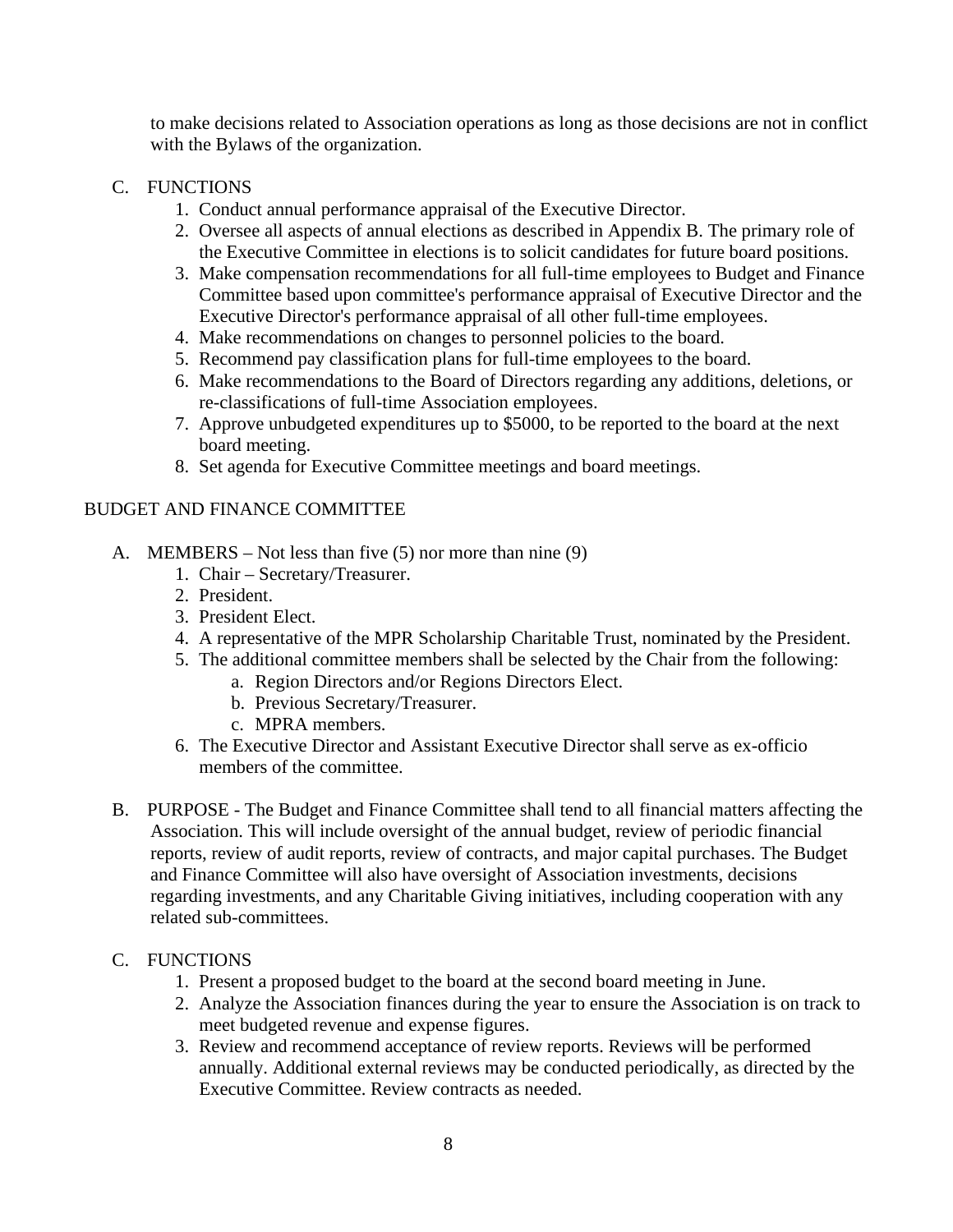to make decisions related to Association operations as long as those decisions are not in conflict with the Bylaws of the organization.

C. FUNCTIONS
   1. Conduct annual performance appraisal of the Executive Director.
   2. Oversee all aspects of annual elections as described in Appendix B. The primary role of the Executive Committee in elections is to solicit candidates for future board positions.
   3. Make compensation recommendations for all full-time employees to Budget and Finance Committee based upon committee's performance appraisal of Executive Director and the Executive Director's performance appraisal of all other full-time employees.
   4. Make recommendations on changes to personnel policies to the board.
   5. Recommend pay classification plans for full-time employees to the board.
   6. Make recommendations to the Board of Directors regarding any additions, deletions, or re-classifications of full-time Association employees.
   7. Approve unbudgeted expenditures up to $5000, to be reported to the board at the next board meeting.
   8. Set agenda for Executive Committee meetings and board meetings.

## BUDGET AND FINANCE COMMITTEE

A. MEMBERS – Not less than five (5) nor more than nine (9)
   1. Chair – Secretary/Treasurer.
   2. President.
   3. President Elect.
   4. A representative of the MPR Scholarship Charitable Trust, nominated by the President.
   5. The additional committee members shall be selected by the Chair from the following:
      a. Region Directors and/or Regions Directors Elect.
      b. Previous Secretary/Treasurer.
      c. MPRA members.
   6. The Executive Director and Assistant Executive Director shall serve as ex-officio members of the committee.

B. PURPOSE - The Budget and Finance Committee shall tend to all financial matters affecting the Association. This will include oversight of the annual budget, review of periodic financial reports, review of audit reports, review of contracts, and major capital purchases. The Budget and Finance Committee will also have oversight of Association investments, decisions regarding investments, and any Charitable Giving initiatives, including cooperation with any related sub-committees.

C. FUNCTIONS
   1. Present a proposed budget to the board at the second board meeting in June.
   2. Analyze the Association finances during the year to ensure the Association is on track to meet budgeted revenue and expense figures.
   3. Review and recommend acceptance of review reports. Reviews will be performed annually. Additional external reviews may be conducted periodically, as directed by the Executive Committee. Review contracts as needed.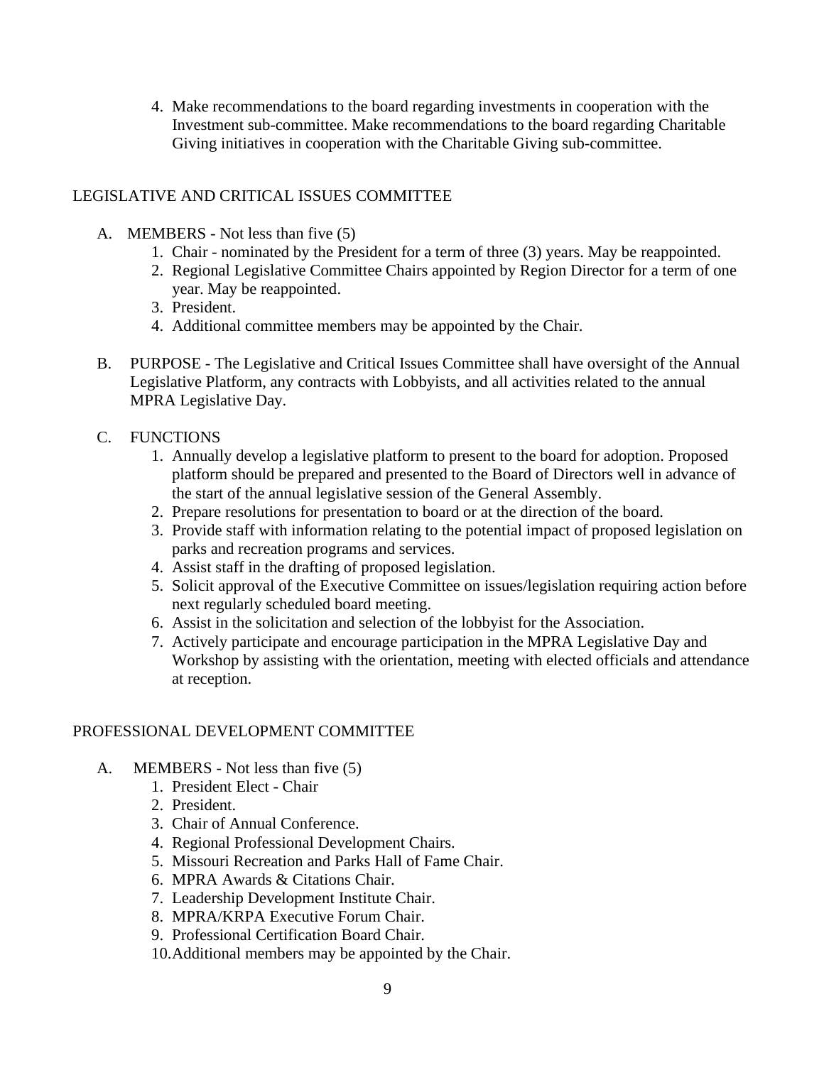4. Make recommendations to the board regarding investments in cooperation with the Investment sub-committee. Make recommendations to the board regarding Charitable Giving initiatives in cooperation with the Charitable Giving sub-committee.

## LEGISLATIVE AND CRITICAL ISSUES COMMITTEE

A. MEMBERS - Not less than five (5)
   1. Chair - nominated by the President for a term of three (3) years. May be reappointed.
   2. Regional Legislative Committee Chairs appointed by Region Director for a term of one year. May be reappointed.
   3. President.
   4. Additional committee members may be appointed by the Chair.

B. PURPOSE - The Legislative and Critical Issues Committee shall have oversight of the Annual Legislative Platform, any contracts with Lobbyists, and all activities related to the annual MPRA Legislative Day.

C. FUNCTIONS
   1. Annually develop a legislative platform to present to the board for adoption. Proposed platform should be prepared and presented to the Board of Directors well in advance of the start of the annual legislative session of the General Assembly.
   2. Prepare resolutions for presentation to board or at the direction of the board.
   3. Provide staff with information relating to the potential impact of proposed legislation on parks and recreation programs and services.
   4. Assist staff in the drafting of proposed legislation.
   5. Solicit approval of the Executive Committee on issues/legislation requiring action before next regularly scheduled board meeting.
   6. Assist in the solicitation and selection of the lobbyist for the Association.
   7. Actively participate and encourage participation in the MPRA Legislative Day and Workshop by assisting with the orientation, meeting with elected officials and attendance at reception.

## PROFESSIONAL DEVELOPMENT COMMITTEE

A. MEMBERS - Not less than five (5)
   1. President Elect - Chair
   2. President.
   3. Chair of Annual Conference.
   4. Regional Professional Development Chairs.
   5. Missouri Recreation and Parks Hall of Fame Chair.
   6. MPRA Awards & Citations Chair.
   7. Leadership Development Institute Chair.
   8. MPRA/KRPA Executive Forum Chair.
   9. Professional Certification Board Chair.
   10. Additional members may be appointed by the Chair.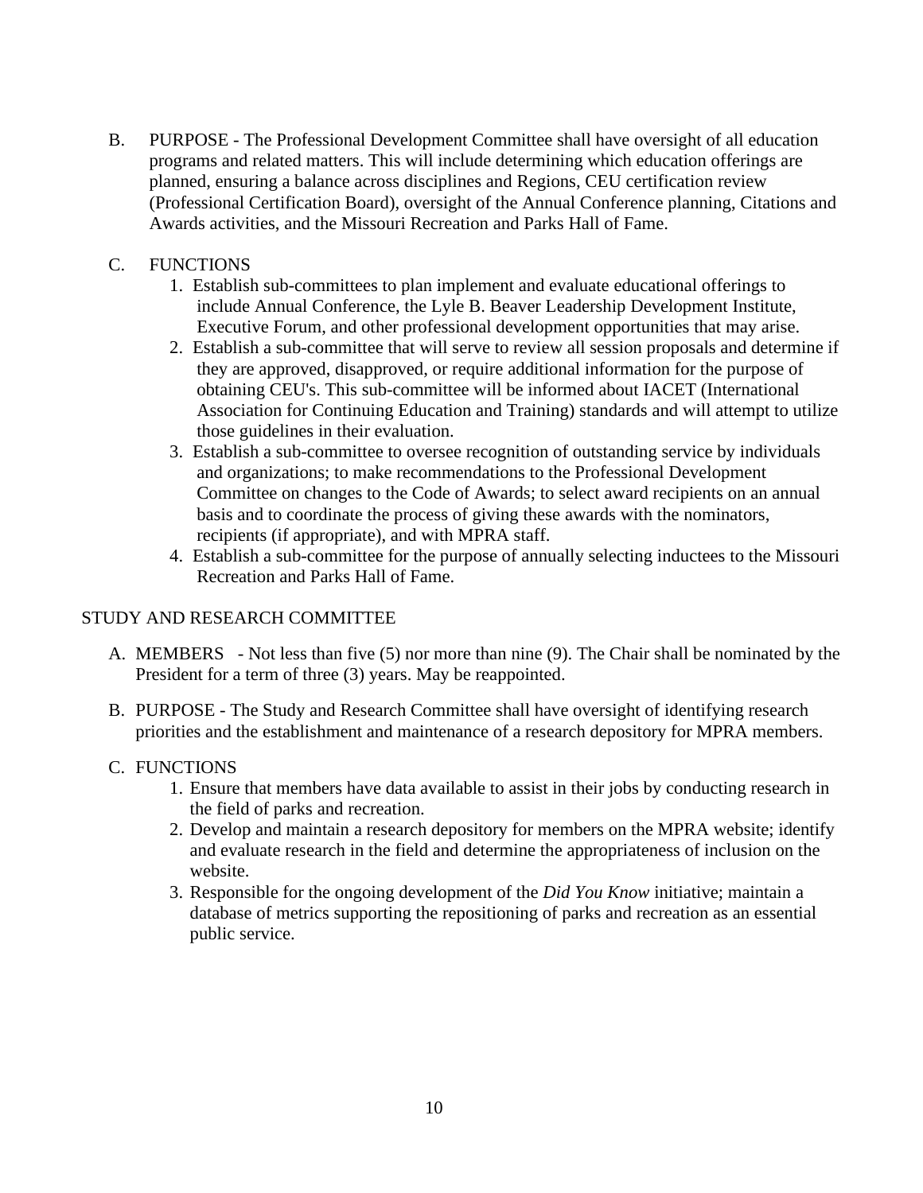B. PURPOSE - The Professional Development Committee shall have oversight of all education programs and related matters. This will include determining which education offerings are planned, ensuring a balance across disciplines and Regions, CEU certification review (Professional Certification Board), oversight of the Annual Conference planning, Citations and Awards activities, and the Missouri Recreation and Parks Hall of Fame.

C. FUNCTIONS

1. Establish sub-committees to plan implement and evaluate educational offerings to include Annual Conference, the Lyle B. Beaver Leadership Development Institute, Executive Forum, and other professional development opportunities that may arise.
2. Establish a sub-committee that will serve to review all session proposals and determine if they are approved, disapproved, or require additional information for the purpose of obtaining CEU's. This sub-committee will be informed about IACET (International Association for Continuing Education and Training) standards and will attempt to utilize those guidelines in their evaluation.
3. Establish a sub-committee to oversee recognition of outstanding service by individuals and organizations; to make recommendations to the Professional Development Committee on changes to the Code of Awards; to select award recipients on an annual basis and to coordinate the process of giving these awards with the nominators, recipients (if appropriate), and with MPRA staff.
4. Establish a sub-committee for the purpose of annually selecting inductees to the Missouri Recreation and Parks Hall of Fame.

## STUDY AND RESEARCH COMMITTEE

A. MEMBERS - Not less than five (5) nor more than nine (9). The Chair shall be nominated by the President for a term of three (3) years. May be reappointed.

B. PURPOSE - The Study and Research Committee shall have oversight of identifying research priorities and the establishment and maintenance of a research depository for MPRA members.

C. FUNCTIONS

1. Ensure that members have data available to assist in their jobs by conducting research in the field of parks and recreation.
2. Develop and maintain a research depository for members on the MPRA website; identify and evaluate research in the field and determine the appropriateness of inclusion on the website.
3. Responsible for the ongoing development of the *Did You Know* initiative; maintain a database of metrics supporting the repositioning of parks and recreation as an essential public service.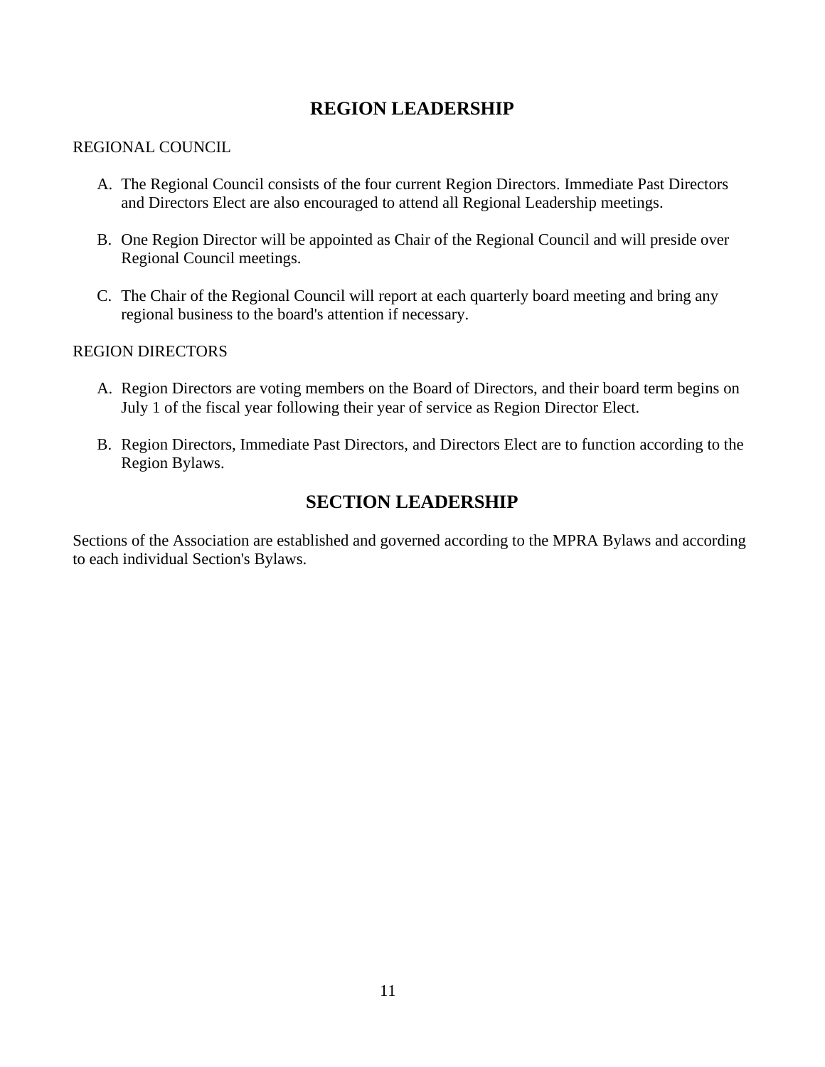## REGION LEADERSHIP

REGIONAL COUNCIL

A. The Regional Council consists of the four current Region Directors. Immediate Past Directors and Directors Elect are also encouraged to attend all Regional Leadership meetings.

B. One Region Director will be appointed as Chair of the Regional Council and will preside over Regional Council meetings.

C. The Chair of the Regional Council will report at each quarterly board meeting and bring any regional business to the board's attention if necessary.

REGION DIRECTORS

A. Region Directors are voting members on the Board of Directors, and their board term begins on July 1 of the fiscal year following their year of service as Region Director Elect.

B. Region Directors, Immediate Past Directors, and Directors Elect are to function according to the Region Bylaws.

## SECTION LEADERSHIP

Sections of the Association are established and governed according to the MPRA Bylaws and according to each individual Section's Bylaws.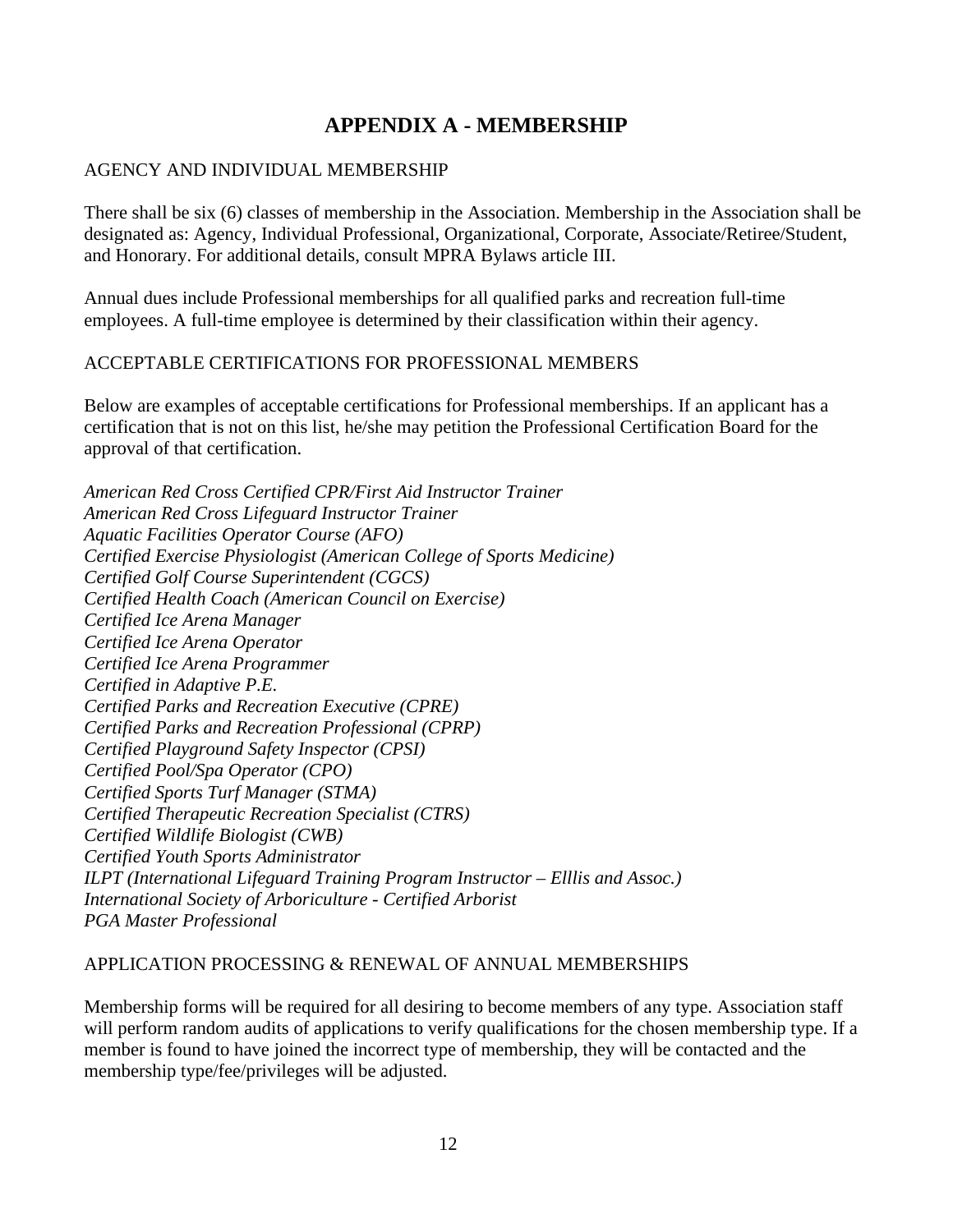# APPENDIX A - MEMBERSHIP

AGENCY AND INDIVIDUAL MEMBERSHIP

There shall be six (6) classes of membership in the Association. Membership in the Association shall be designated as: Agency, Individual Professional, Organizational, Corporate, Associate/Retiree/Student, and Honorary. For additional details, consult MPRA Bylaws article III.

Annual dues include Professional memberships for all qualified parks and recreation full-time employees. A full-time employee is determined by their classification within their agency.

ACCEPTABLE CERTIFICATIONS FOR PROFESSIONAL MEMBERS

Below are examples of acceptable certifications for Professional memberships. If an applicant has a certification that is not on this list, he/she may petition the Professional Certification Board for the approval of that certification.

*American Red Cross Certified CPR/First Aid Instructor Trainer*
*American Red Cross Lifeguard Instructor Trainer*
*Aquatic Facilities Operator Course (AFO)*
*Certified Exercise Physiologist (American College of Sports Medicine)*
*Certified Golf Course Superintendent (CGCS)*
*Certified Health Coach (American Council on Exercise)*
*Certified Ice Arena Manager*
*Certified Ice Arena Operator*
*Certified Ice Arena Programmer*
*Certified in Adaptive P.E.*
*Certified Parks and Recreation Executive (CPRE)*
*Certified Parks and Recreation Professional (CPRP)*
*Certified Playground Safety Inspector (CPSI)*
*Certified Pool/Spa Operator (CPO)*
*Certified Sports Turf Manager (STMA)*
*Certified Therapeutic Recreation Specialist (CTRS)*
*Certified Wildlife Biologist (CWB)*
*Certified Youth Sports Administrator*
*ILPT (International Lifeguard Training Program Instructor – Elllis and Assoc.)*
*International Society of Arboriculture - Certified Arborist*
*PGA Master Professional*

APPLICATION PROCESSING & RENEWAL OF ANNUAL MEMBERSHIPS

Membership forms will be required for all desiring to become members of any type. Association staff will perform random audits of applications to verify qualifications for the chosen membership type. If a member is found to have joined the incorrect type of membership, they will be contacted and the membership type/fee/privileges will be adjusted.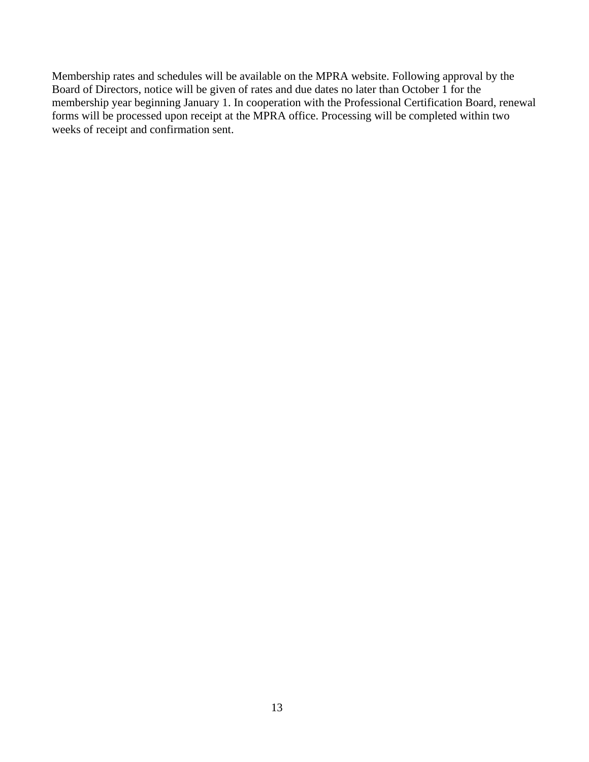Membership rates and schedules will be available on the MPRA website. Following approval by the Board of Directors, notice will be given of rates and due dates no later than October 1 for the membership year beginning January 1. In cooperation with the Professional Certification Board, renewal forms will be processed upon receipt at the MPRA office. Processing will be completed within two weeks of receipt and confirmation sent.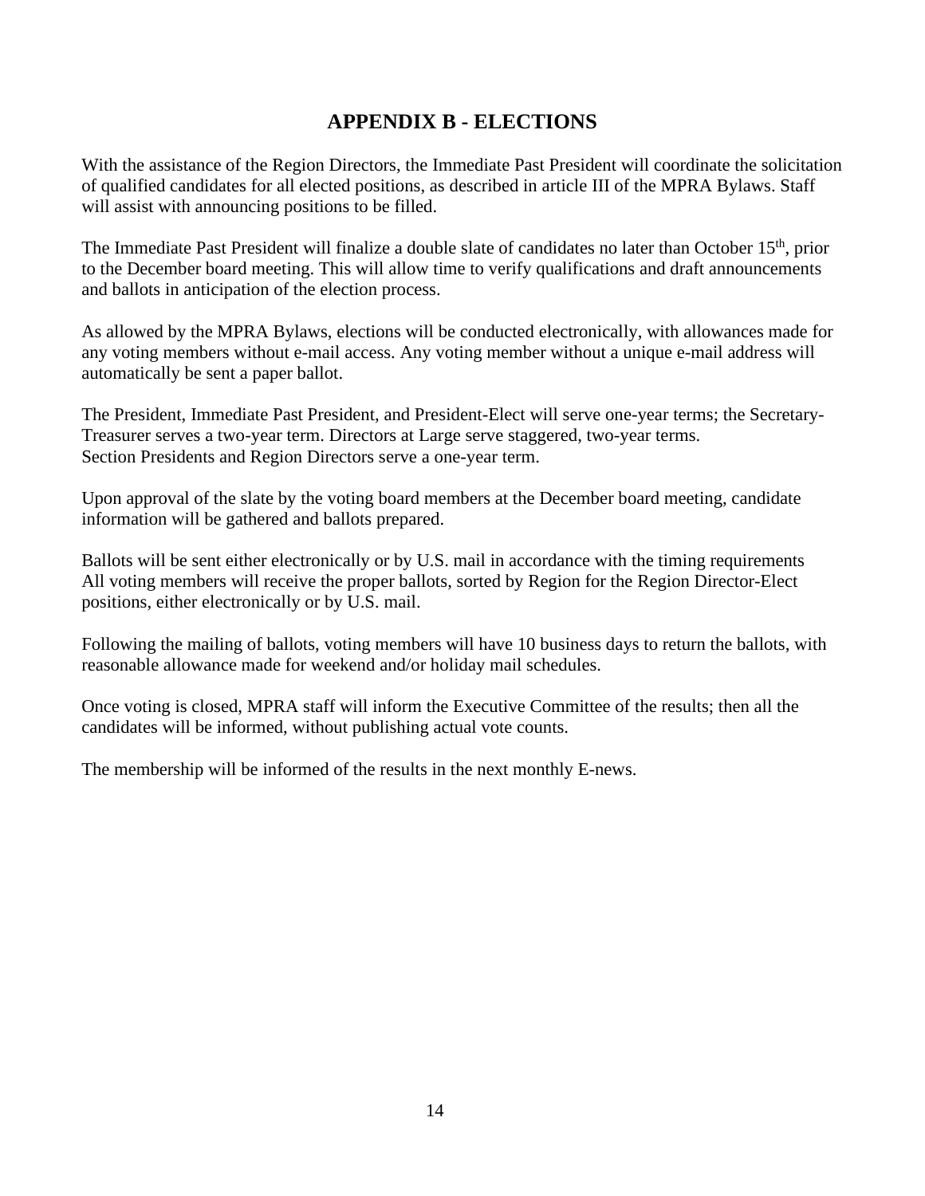# APPENDIX B - ELECTIONS

With the assistance of the Region Directors, the Immediate Past President will coordinate the solicitation of qualified candidates for all elected positions, as described in article III of the MPRA Bylaws. Staff will assist with announcing positions to be filled.

The Immediate Past President will finalize a double slate of candidates no later than October 15th, prior to the December board meeting. This will allow time to verify qualifications and draft announcements and ballots in anticipation of the election process.

As allowed by the MPRA Bylaws, elections will be conducted electronically, with allowances made for any voting members without e-mail access. Any voting member without a unique e-mail address will automatically be sent a paper ballot.

The President, Immediate Past President, and President-Elect will serve one-year terms; the Secretary-Treasurer serves a two-year term. Directors at Large serve staggered, two-year terms.
Section Presidents and Region Directors serve a one-year term.

Upon approval of the slate by the voting board members at the December board meeting, candidate information will be gathered and ballots prepared.

Ballots will be sent either electronically or by U.S. mail in accordance with the timing requirements
All voting members will receive the proper ballots, sorted by Region for the Region Director-Elect positions, either electronically or by U.S. mail.

Following the mailing of ballots, voting members will have 10 business days to return the ballots, with reasonable allowance made for weekend and/or holiday mail schedules.

Once voting is closed, MPRA staff will inform the Executive Committee of the results; then all the candidates will be informed, without publishing actual vote counts.

The membership will be informed of the results in the next monthly E-news.